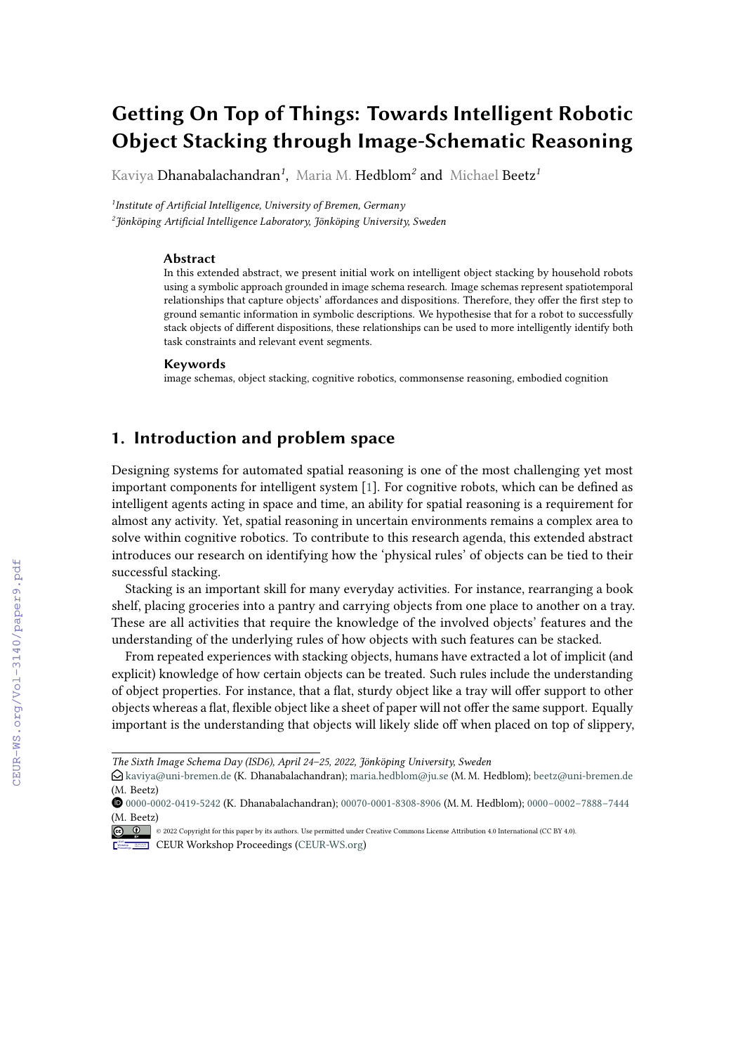# Getting On Top of Things: Towards Intelligent Robotic Object Stacking through Image-Schematic Reasoning

Kaviya Dhanabalachandran[1], Maria M. Hedblom[2] and Michael Beetz[1]

[1]Institute of Artificial Intelligence, University of Bremen, Germany

[2]Jönköping Artificial Intelligence Laboratory, Jönköping University, Sweden

### Abstract

In this extended abstract, we present initial work on intelligent object stacking by household robots using a symbolic approach grounded in image schema research. Image schemas represent spatiotemporal relationships that capture objects' affordances and dispositions. Therefore, they offer the first step to ground semantic information in symbolic descriptions. We hypothesise that for a robot to successfully stack objects of different dispositions, these relationships can be used to more intelligently identify both task constraints and relevant event segments.

### Keywords

image schemas, object stacking, cognitive robotics, commonsense reasoning, embodied cognition

## 1. Introduction and problem space

Designing systems for automated spatial reasoning is one of the most challenging yet most important components for intelligent system [1]. For cognitive robots, which can be defined as intelligent agents acting in space and time, an ability for spatial reasoning is a requirement for almost any activity. Yet, spatial reasoning in uncertain environments remains a complex area to solve within cognitive robotics. To contribute to this research agenda, this extended abstract introduces our research on identifying how the 'physical rules' of objects can be tied to their successful stacking.

Stacking is an important skill for many everyday activities. For instance, rearranging a book shelf, placing groceries into a pantry and carrying objects from one place to another on a tray. These are all activities that require the knowledge of the involved objects' features and the understanding of the underlying rules of how objects with such features can be stacked.

From repeated experiences with stacking objects, humans have extracted a lot of implicit (and explicit) knowledge of how certain objects can be treated. Such rules include the understanding of object properties. For instance, that a flat, sturdy object like a tray will offer support to other objects whereas a flat, flexible object like a sheet of paper will not offer the same support. Equally important is the understanding that objects will likely slide off when placed on top of slippery,

---

*The Sixth Image Schema Day (ISD6), April 24–25, 2022, Jönköping University, Sweden*

kaviya@uni-bremen.de (K. Dhanabalachandran); maria.hedblom@ju.se (M. M. Hedblom); beetz@uni-bremen.de (M. Beetz)

0000-0002-0419-5242 (K. Dhanabalachandran); 00070-0001-8308-8906 (M. M. Hedblom); 0000–0002–7888–7444 (M. Beetz)

© 2022 Copyright for this paper by its authors. Use permitted under Creative Commons License Attribution 4.0 International (CC BY 4.0).

CEUR Workshop Proceedings (CEUR-WS.org)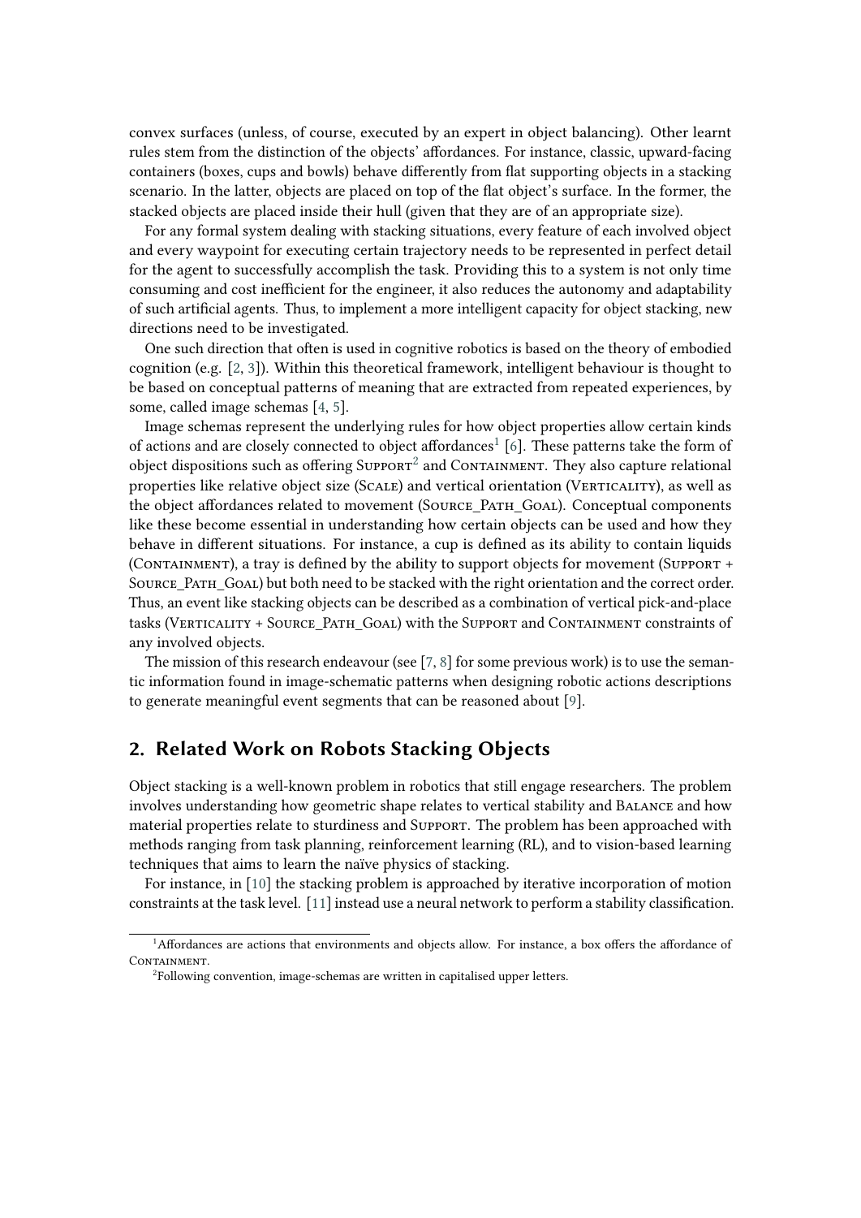convex surfaces (unless, of course, executed by an expert in object balancing). Other learnt rules stem from the distinction of the objects' affordances. For instance, classic, upward-facing containers (boxes, cups and bowls) behave differently from flat supporting objects in a stacking scenario. In the latter, objects are placed on top of the flat object's surface. In the former, the stacked objects are placed inside their hull (given that they are of an appropriate size).

For any formal system dealing with stacking situations, every feature of each involved object and every waypoint for executing certain trajectory needs to be represented in perfect detail for the agent to successfully accomplish the task. Providing this to a system is not only time consuming and cost inefficient for the engineer, it also reduces the autonomy and adaptability of such artificial agents. Thus, to implement a more intelligent capacity for object stacking, new directions need to be investigated.

One such direction that often is used in cognitive robotics is based on the theory of embodied cognition (e.g. [2, 3]). Within this theoretical framework, intelligent behaviour is thought to be based on conceptual patterns of meaning that are extracted from repeated experiences, by some, called image schemas [4, 5].

Image schemas represent the underlying rules for how object properties allow certain kinds of actions and are closely connected to object affordances[1] [6]. These patterns take the form of object dispositions such as offering Support[2] and Containment. They also capture relational properties like relative object size (Scale) and vertical orientation (Verticality), as well as the object affordances related to movement (Source_Path_Goal). Conceptual components like these become essential in understanding how certain objects can be used and how they behave in different situations. For instance, a cup is defined as its ability to contain liquids (Containment), a tray is defined by the ability to support objects for movement (Support + Source_Path_Goal) but both need to be stacked with the right orientation and the correct order. Thus, an event like stacking objects can be described as a combination of vertical pick-and-place tasks (Verticality + Source_Path_Goal) with the Support and Containment constraints of any involved objects.

The mission of this research endeavour (see [7, 8] for some previous work) is to use the semantic information found in image-schematic patterns when designing robotic actions descriptions to generate meaningful event segments that can be reasoned about [9].

## 2. Related Work on Robots Stacking Objects

Object stacking is a well-known problem in robotics that still engage researchers. The problem involves understanding how geometric shape relates to vertical stability and Balance and how material properties relate to sturdiness and Support. The problem has been approached with methods ranging from task planning, reinforcement learning (RL), and to vision-based learning techniques that aims to learn the naïve physics of stacking.

For instance, in [10] the stacking problem is approached by iterative incorporation of motion constraints at the task level. [11] instead use a neural network to perform a stability classification.

---

[1] Affordances are actions that environments and objects allow. For instance, a box offers the affordance of Containment.

[2] Following convention, image-schemas are written in capitalised upper letters.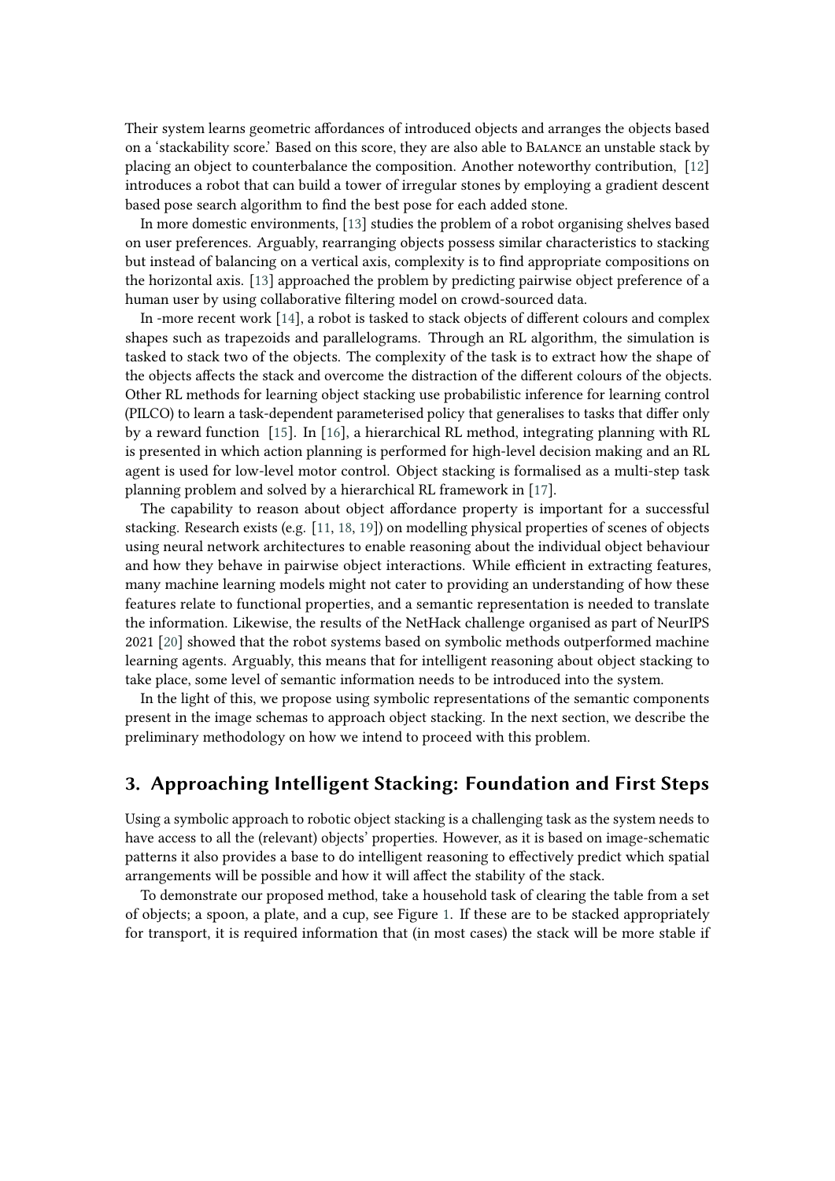Their system learns geometric affordances of introduced objects and arranges the objects based on a 'stackability score.' Based on this score, they are also able to Balance an unstable stack by placing an object to counterbalance the composition. Another noteworthy contribution, [12] introduces a robot that can build a tower of irregular stones by employing a gradient descent based pose search algorithm to find the best pose for each added stone.

In more domestic environments, [13] studies the problem of a robot organising shelves based on user preferences. Arguably, rearranging objects possess similar characteristics to stacking but instead of balancing on a vertical axis, complexity is to find appropriate compositions on the horizontal axis. [13] approached the problem by predicting pairwise object preference of a human user by using collaborative filtering model on crowd-sourced data.

In -more recent work [14], a robot is tasked to stack objects of different colours and complex shapes such as trapezoids and parallelograms. Through an RL algorithm, the simulation is tasked to stack two of the objects. The complexity of the task is to extract how the shape of the objects affects the stack and overcome the distraction of the different colours of the objects. Other RL methods for learning object stacking use probabilistic inference for learning control (PILCO) to learn a task-dependent parameterised policy that generalises to tasks that differ only by a reward function [15]. In [16], a hierarchical RL method, integrating planning with RL is presented in which action planning is performed for high-level decision making and an RL agent is used for low-level motor control. Object stacking is formalised as a multi-step task planning problem and solved by a hierarchical RL framework in [17].

The capability to reason about object affordance property is important for a successful stacking. Research exists (e.g. [11, 18, 19]) on modelling physical properties of scenes of objects using neural network architectures to enable reasoning about the individual object behaviour and how they behave in pairwise object interactions. While efficient in extracting features, many machine learning models might not cater to providing an understanding of how these features relate to functional properties, and a semantic representation is needed to translate the information. Likewise, the results of the NetHack challenge organised as part of NeurIPS 2021 [20] showed that the robot systems based on symbolic methods outperformed machine learning agents. Arguably, this means that for intelligent reasoning about object stacking to take place, some level of semantic information needs to be introduced into the system.

In the light of this, we propose using symbolic representations of the semantic components present in the image schemas to approach object stacking. In the next section, we describe the preliminary methodology on how we intend to proceed with this problem.

## 3. Approaching Intelligent Stacking: Foundation and First Steps

Using a symbolic approach to robotic object stacking is a challenging task as the system needs to have access to all the (relevant) objects' properties. However, as it is based on image-schematic patterns it also provides a base to do intelligent reasoning to effectively predict which spatial arrangements will be possible and how it will affect the stability of the stack.

To demonstrate our proposed method, take a household task of clearing the table from a set of objects; a spoon, a plate, and a cup, see Figure 1. If these are to be stacked appropriately for transport, it is required information that (in most cases) the stack will be more stable if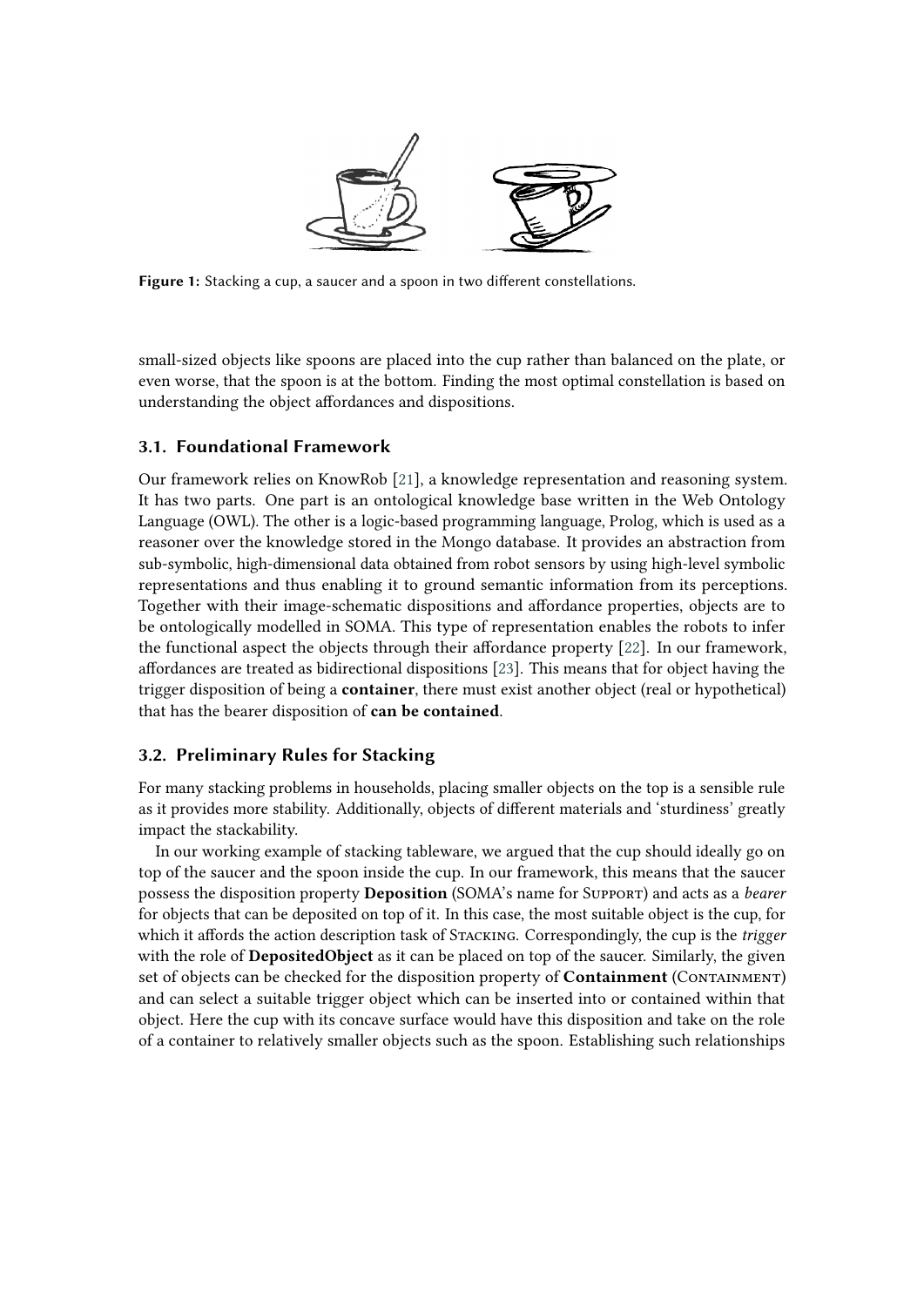Figure 1: Stacking a cup, a saucer and a spoon in two different constellations.

small-sized objects like spoons are placed into the cup rather than balanced on the plate, or even worse, that the spoon is at the bottom. Finding the most optimal constellation is based on understanding the object affordances and dispositions.

### 3.1. Foundational Framework

Our framework relies on KnowRob [21], a knowledge representation and reasoning system. It has two parts. One part is an ontological knowledge base written in the Web Ontology Language (OWL). The other is a logic-based programming language, Prolog, which is used as a reasoner over the knowledge stored in the Mongo database. It provides an abstraction from sub-symbolic, high-dimensional data obtained from robot sensors by using high-level symbolic representations and thus enabling it to ground semantic information from its perceptions. Together with their image-schematic dispositions and affordance properties, objects are to be ontologically modelled in SOMA. This type of representation enables the robots to infer the functional aspect the objects through their affordance property [22]. In our framework, affordances are treated as bidirectional dispositions [23]. This means that for object having the trigger disposition of being a **container**, there must exist another object (real or hypothetical) that has the bearer disposition of **can be contained**.

### 3.2. Preliminary Rules for Stacking

For many stacking problems in households, placing smaller objects on the top is a sensible rule as it provides more stability. Additionally, objects of different materials and 'sturdiness' greatly impact the stackability.

In our working example of stacking tableware, we argued that the cup should ideally go on top of the saucer and the spoon inside the cup. In our framework, this means that the saucer possess the disposition property **Deposition** (SOMA's name for SUPPORT) and acts as a *bearer* for objects that can be deposited on top of it. In this case, the most suitable object is the cup, for which it affords the action description task of STACKING. Correspondingly, the cup is the *trigger* with the role of **DepositedObject** as it can be placed on top of the saucer. Similarly, the given set of objects can be checked for the disposition property of **Containment** (CONTAINMENT) and can select a suitable trigger object which can be inserted into or contained within that object. Here the cup with its concave surface would have this disposition and take on the role of a container to relatively smaller objects such as the spoon. Establishing such relationships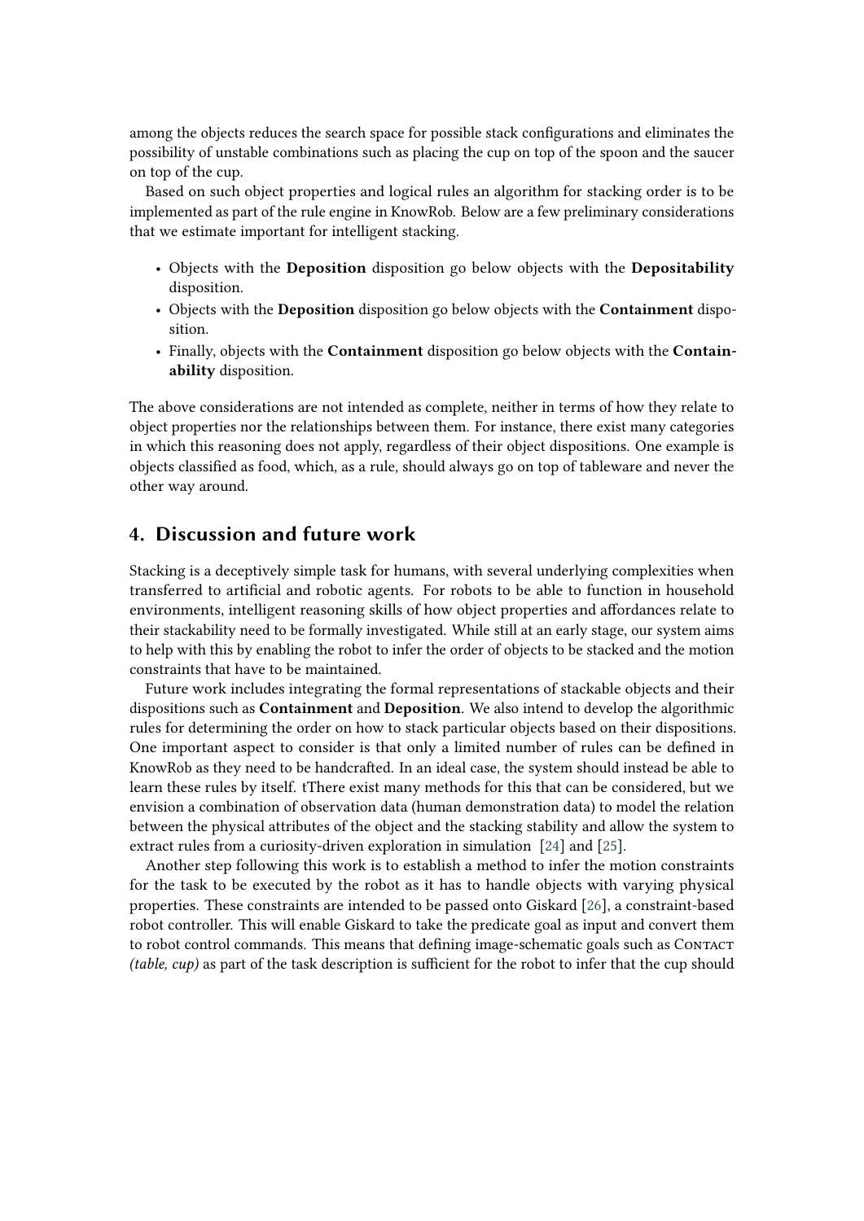among the objects reduces the search space for possible stack configurations and eliminates the possibility of unstable combinations such as placing the cup on top of the spoon and the saucer on top of the cup.

Based on such object properties and logical rules an algorithm for stacking order is to be implemented as part of the rule engine in KnowRob. Below are a few preliminary considerations that we estimate important for intelligent stacking.

- Objects with the **Deposition** disposition go below objects with the **Depositability** disposition.
- Objects with the **Deposition** disposition go below objects with the **Containment** disposition.
- Finally, objects with the **Containment** disposition go below objects with the **Containability** disposition.

The above considerations are not intended as complete, neither in terms of how they relate to object properties nor the relationships between them. For instance, there exist many categories in which this reasoning does not apply, regardless of their object dispositions. One example is objects classified as food, which, as a rule, should always go on top of tableware and never the other way around.

## 4. Discussion and future work

Stacking is a deceptively simple task for humans, with several underlying complexities when transferred to artificial and robotic agents. For robots to be able to function in household environments, intelligent reasoning skills of how object properties and affordances relate to their stackability need to be formally investigated. While still at an early stage, our system aims to help with this by enabling the robot to infer the order of objects to be stacked and the motion constraints that have to be maintained.

Future work includes integrating the formal representations of stackable objects and their dispositions such as **Containment** and **Deposition**. We also intend to develop the algorithmic rules for determining the order on how to stack particular objects based on their dispositions. One important aspect to consider is that only a limited number of rules can be defined in KnowRob as they need to be handcrafted. In an ideal case, the system should instead be able to learn these rules by itself. tThere exist many methods for this that can be considered, but we envision a combination of observation data (human demonstration data) to model the relation between the physical attributes of the object and the stacking stability and allow the system to extract rules from a curiosity-driven exploration in simulation [24] and [25].

Another step following this work is to establish a method to infer the motion constraints for the task to be executed by the robot as it has to handle objects with varying physical properties. These constraints are intended to be passed onto Giskard [26], a constraint-based robot controller. This will enable Giskard to take the predicate goal as input and convert them to robot control commands. This means that defining image-schematic goals such as CONTACT *(table, cup)* as part of the task description is sufficient for the robot to infer that the cup should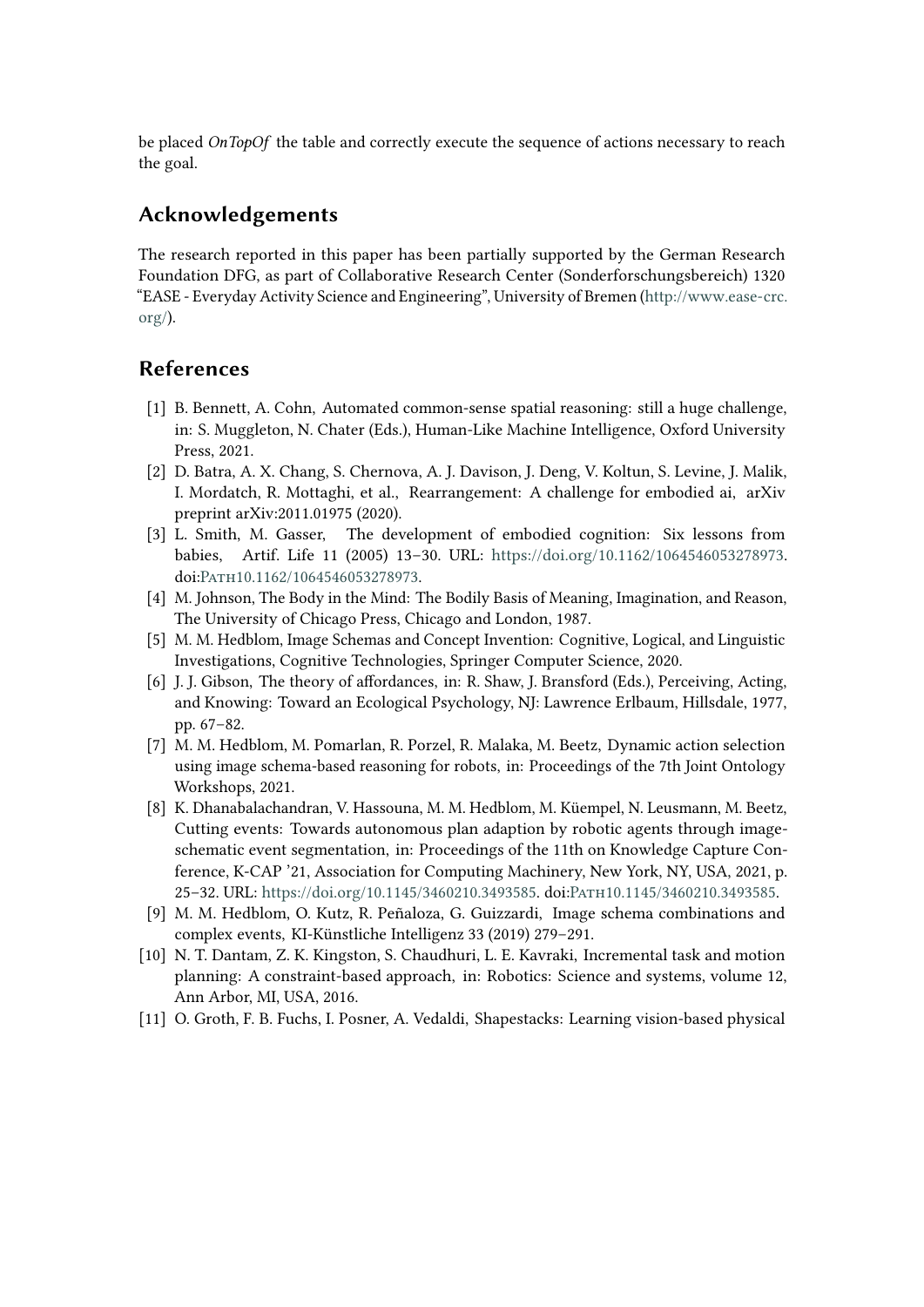be placed *OnTopOf* the table and correctly execute the sequence of actions necessary to reach the goal.

## Acknowledgements

The research reported in this paper has been partially supported by the German Research Foundation DFG, as part of Collaborative Research Center (Sonderforschungsbereich) 1320 "EASE - Everyday Activity Science and Engineering", University of Bremen (http://www.ease-crc.org/).

## References

[1] B. Bennett, A. Cohn, Automated common-sense spatial reasoning: still a huge challenge, in: S. Muggleton, N. Chater (Eds.), Human-Like Machine Intelligence, Oxford University Press, 2021.

[2] D. Batra, A. X. Chang, S. Chernova, A. J. Davison, J. Deng, V. Koltun, S. Levine, J. Malik, I. Mordatch, R. Mottaghi, et al., Rearrangement: A challenge for embodied ai, arXiv preprint arXiv:2011.01975 (2020).

[3] L. Smith, M. Gasser, The development of embodied cognition: Six lessons from babies, Artif. Life 11 (2005) 13–30. URL: https://doi.org/10.1162/1064546053278973. doi:PATH10.1162/1064546053278973.

[4] M. Johnson, The Body in the Mind: The Bodily Basis of Meaning, Imagination, and Reason, The University of Chicago Press, Chicago and London, 1987.

[5] M. M. Hedblom, Image Schemas and Concept Invention: Cognitive, Logical, and Linguistic Investigations, Cognitive Technologies, Springer Computer Science, 2020.

[6] J. J. Gibson, The theory of affordances, in: R. Shaw, J. Bransford (Eds.), Perceiving, Acting, and Knowing: Toward an Ecological Psychology, NJ: Lawrence Erlbaum, Hillsdale, 1977, pp. 67–82.

[7] M. M. Hedblom, M. Pomarlan, R. Porzel, R. Malaka, M. Beetz, Dynamic action selection using image schema-based reasoning for robots, in: Proceedings of the 7th Joint Ontology Workshops, 2021.

[8] K. Dhanabalachandran, V. Hassouna, M. M. Hedblom, M. Küempel, N. Leusmann, M. Beetz, Cutting events: Towards autonomous plan adaption by robotic agents through image-schematic event segmentation, in: Proceedings of the 11th on Knowledge Capture Conference, K-CAP '21, Association for Computing Machinery, New York, NY, USA, 2021, p. 25–32. URL: https://doi.org/10.1145/3460210.3493585. doi:PATH10.1145/3460210.3493585.

[9] M. M. Hedblom, O. Kutz, R. Peñaloza, G. Guizzardi, Image schema combinations and complex events, KI-Künstliche Intelligenz 33 (2019) 279–291.

[10] N. T. Dantam, Z. K. Kingston, S. Chaudhuri, L. E. Kavraki, Incremental task and motion planning: A constraint-based approach, in: Robotics: Science and systems, volume 12, Ann Arbor, MI, USA, 2016.

[11] O. Groth, F. B. Fuchs, I. Posner, A. Vedaldi, Shapestacks: Learning vision-based physical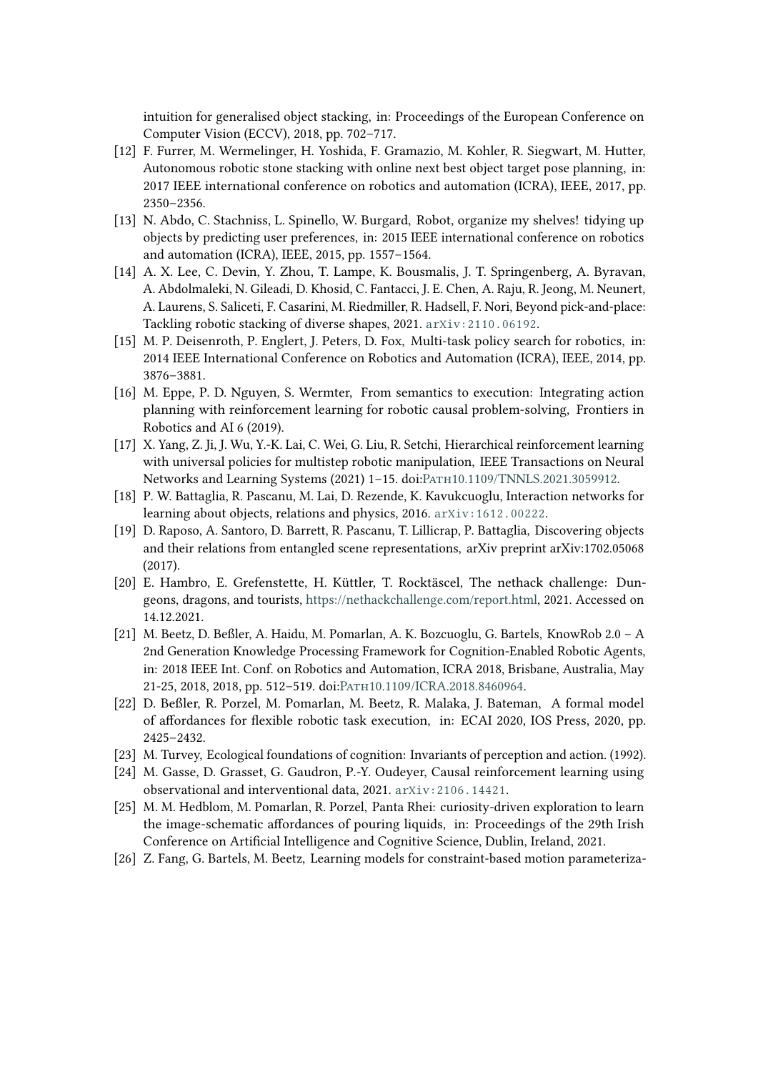intuition for generalised object stacking, in: Proceedings of the European Conference on Computer Vision (ECCV), 2018, pp. 702–717.

[12] F. Furrer, M. Wermelinger, H. Yoshida, F. Gramazio, M. Kohler, R. Siegwart, M. Hutter, Autonomous robotic stone stacking with online next best object target pose planning, in: 2017 IEEE international conference on robotics and automation (ICRA), IEEE, 2017, pp. 2350–2356.

[13] N. Abdo, C. Stachniss, L. Spinello, W. Burgard, Robot, organize my shelves! tidying up objects by predicting user preferences, in: 2015 IEEE international conference on robotics and automation (ICRA), IEEE, 2015, pp. 1557–1564.

[14] A. X. Lee, C. Devin, Y. Zhou, T. Lampe, K. Bousmalis, J. T. Springenberg, A. Byravan, A. Abdolmaleki, N. Gileadi, D. Khosid, C. Fantacci, J. E. Chen, A. Raju, R. Jeong, M. Neunert, A. Laurens, S. Saliceti, F. Casarini, M. Riedmiller, R. Hadsell, F. Nori, Beyond pick-and-place: Tackling robotic stacking of diverse shapes, 2021. arXiv:2110.06192.

[15] M. P. Deisenroth, P. Englert, J. Peters, D. Fox, Multi-task policy search for robotics, in: 2014 IEEE International Conference on Robotics and Automation (ICRA), IEEE, 2014, pp. 3876–3881.

[16] M. Eppe, P. D. Nguyen, S. Wermter, From semantics to execution: Integrating action planning with reinforcement learning for robotic causal problem-solving, Frontiers in Robotics and AI 6 (2019).

[17] X. Yang, Z. Ji, J. Wu, Y.-K. Lai, C. Wei, G. Liu, R. Setchi, Hierarchical reinforcement learning with universal policies for multistep robotic manipulation, IEEE Transactions on Neural Networks and Learning Systems (2021) 1–15. doi:PATH10.1109/TNNLS.2021.3059912.

[18] P. W. Battaglia, R. Pascanu, M. Lai, D. Rezende, K. Kavukcuoglu, Interaction networks for learning about objects, relations and physics, 2016. arXiv:1612.00222.

[19] D. Raposo, A. Santoro, D. Barrett, R. Pascanu, T. Lillicrap, P. Battaglia, Discovering objects and their relations from entangled scene representations, arXiv preprint arXiv:1702.05068 (2017).

[20] E. Hambro, E. Grefenstette, H. Küttler, T. Rocktäscel, The nethack challenge: Dungeons, dragons, and tourists, https://nethackchallenge.com/report.html, 2021. Accessed on 14.12.2021.

[21] M. Beetz, D. Beßler, A. Haidu, M. Pomarlan, A. K. Bozcuoglu, G. Bartels, KnowRob 2.0 – A 2nd Generation Knowledge Processing Framework for Cognition-Enabled Robotic Agents, in: 2018 IEEE Int. Conf. on Robotics and Automation, ICRA 2018, Brisbane, Australia, May 21-25, 2018, 2018, pp. 512–519. doi:PATH10.1109/ICRA.2018.8460964.

[22] D. Beßler, R. Porzel, M. Pomarlan, M. Beetz, R. Malaka, J. Bateman, A formal model of affordances for flexible robotic task execution, in: ECAI 2020, IOS Press, 2020, pp. 2425–2432.

[23] M. Turvey, Ecological foundations of cognition: Invariants of perception and action. (1992).

[24] M. Gasse, D. Grasset, G. Gaudron, P.-Y. Oudeyer, Causal reinforcement learning using observational and interventional data, 2021. arXiv:2106.14421.

[25] M. M. Hedblom, M. Pomarlan, R. Porzel, Panta Rhei: curiosity-driven exploration to learn the image-schematic affordances of pouring liquids, in: Proceedings of the 29th Irish Conference on Artificial Intelligence and Cognitive Science, Dublin, Ireland, 2021.

[26] Z. Fang, G. Bartels, M. Beetz, Learning models for constraint-based motion parameteriza-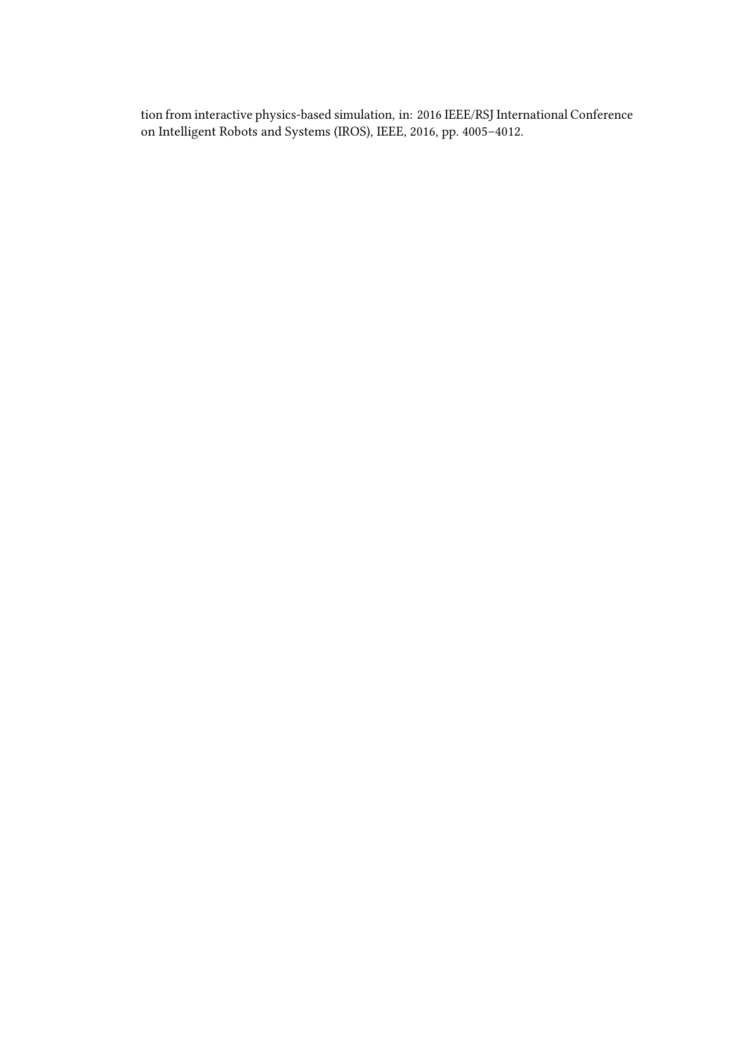tion from interactive physics-based simulation, in: 2016 IEEE/RSJ International Conference on Intelligent Robots and Systems (IROS), IEEE, 2016, pp. 4005–4012.